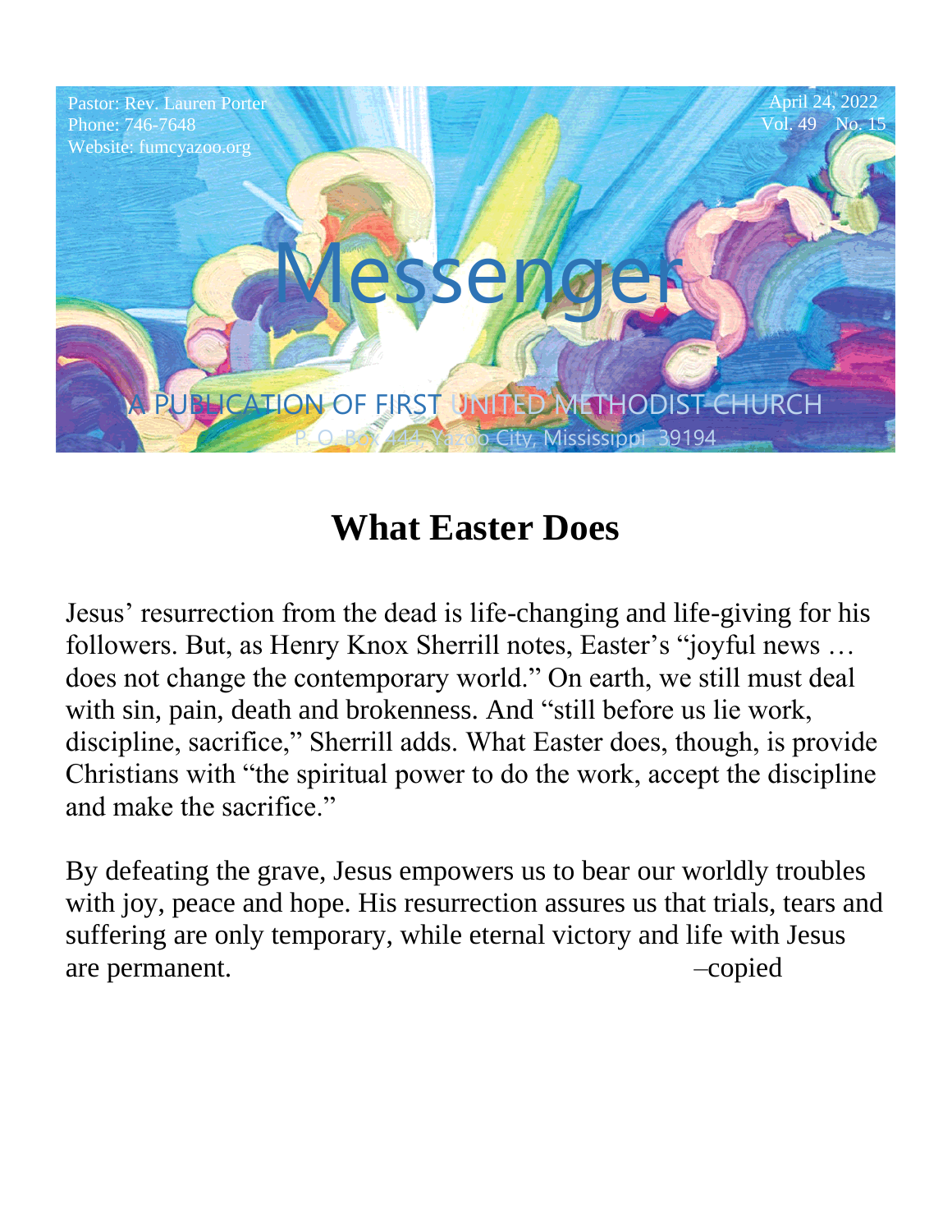Pastor: Rev. Lauren Porter
Phone: 746-7648
Website: fumcyazoo.org

April 24, 2022
Vol. 49 No. 15

# Messenger

A PUBLICATION OF FIRST UNITED METHODIST CHURCH

P. O. Box 444, Yazoo City, Mississippi 39194

## What Easter Does

Jesus' resurrection from the dead is life-changing and life-giving for his followers. But, as Henry Knox Sherrill notes, Easter's "joyful news … does not change the contemporary world." On earth, we still must deal with sin, pain, death and brokenness. And "still before us lie work, discipline, sacrifice," Sherrill adds. What Easter does, though, is provide Christians with "the spiritual power to do the work, accept the discipline and make the sacrifice."

By defeating the grave, Jesus empowers us to bear our worldly troubles with joy, peace and hope. His resurrection assures us that trials, tears and suffering are only temporary, while eternal victory and life with Jesus are permanent. –copied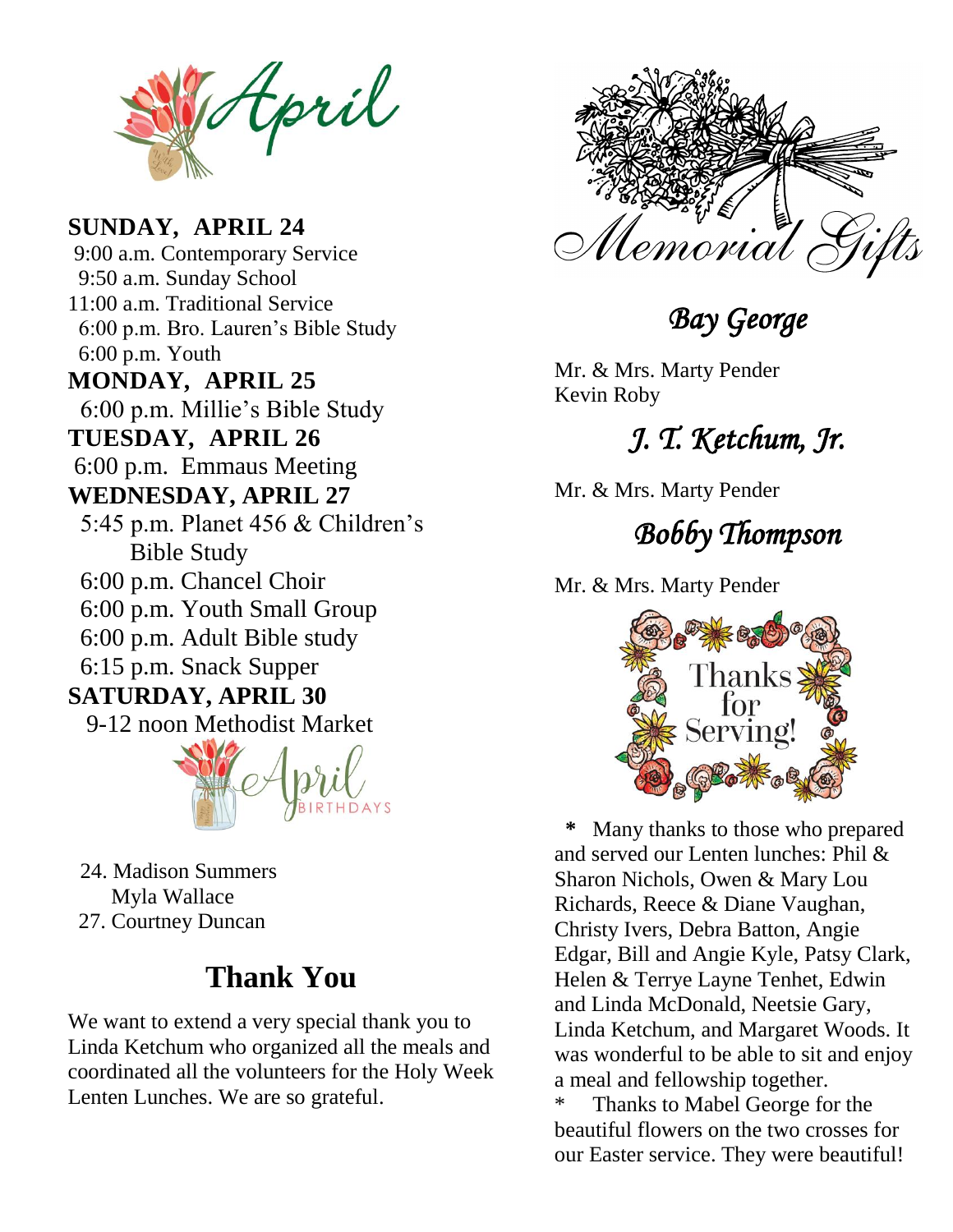# April

**SUNDAY, APRIL 24**

9:00 a.m. Contemporary Service
9:50 a.m. Sunday School
11:00 a.m. Traditional Service
6:00 p.m. Bro. Lauren's Bible Study
6:00 p.m. Youth

**MONDAY, APRIL 25**

6:00 p.m. Millie's Bible Study

**TUESDAY, APRIL 26**

6:00 p.m. Emmaus Meeting

**WEDNESDAY, APRIL 27**

5:45 p.m. Planet 456 & Children's Bible Study
6:00 p.m. Chancel Choir
6:00 p.m. Youth Small Group
6:00 p.m. Adult Bible study
6:15 p.m. Snack Supper

**SATURDAY, APRIL 30**

9-12 noon Methodist Market

## April BIRTHDAYS

24. Madison Summers
    Myla Wallace
27. Courtney Duncan

## Thank You

We want to extend a very special thank you to Linda Ketchum who organized all the meals and coordinated all the volunteers for the Holy Week Lenten Lunches. We are so grateful.

# Memorial Gifts

### *Bay George*

Mr. & Mrs. Marty Pender
Kevin Roby

### *J. T. Ketchum, Jr.*

Mr. & Mrs. Marty Pender

### *Bobby Thompson*

Mr. & Mrs. Marty Pender

## Thanks for Serving!

\* Many thanks to those who prepared and served our Lenten lunches: Phil & Sharon Nichols, Owen & Mary Lou Richards, Reece & Diane Vaughan, Christy Ivers, Debra Batton, Angie Edgar, Bill and Angie Kyle, Patsy Clark, Helen & Terrye Layne Tenhet, Edwin and Linda McDonald, Neetsie Gary, Linda Ketchum, and Margaret Woods. It was wonderful to be able to sit and enjoy a meal and fellowship together.

\* Thanks to Mabel George for the beautiful flowers on the two crosses for our Easter service. They were beautiful!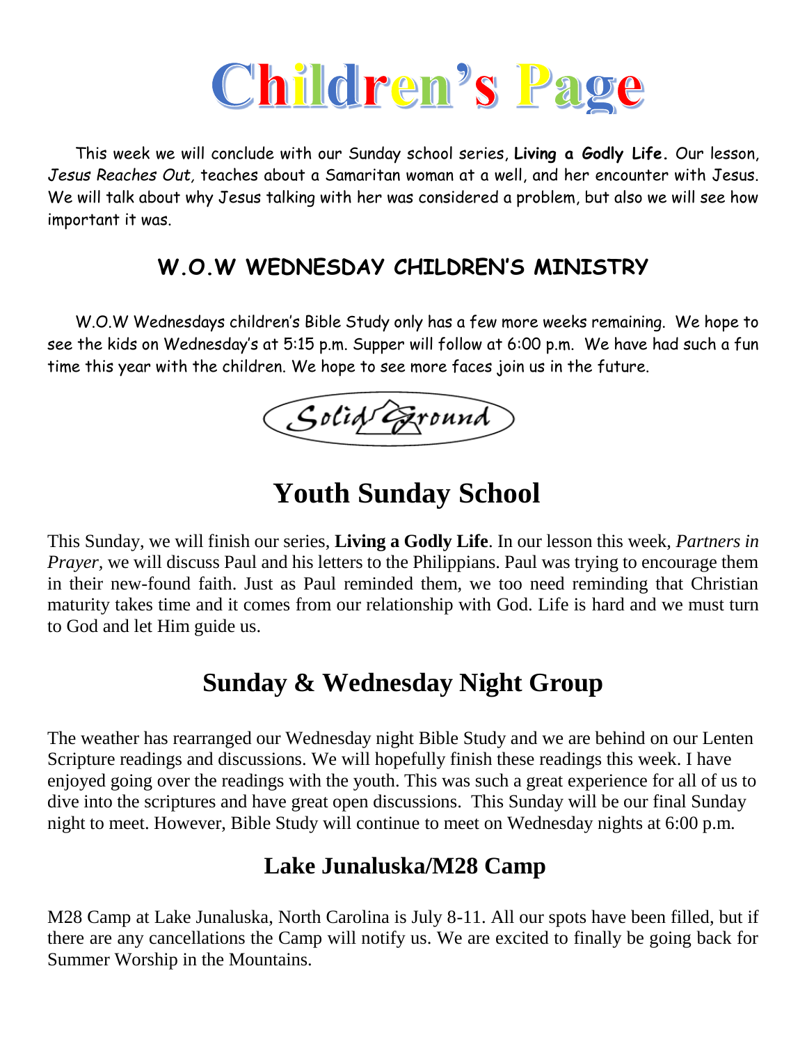# Children's Page

This week we will conclude with our Sunday school series, **Living a Godly Life.** Our lesson, *Jesus Reaches Out,* teaches about a Samaritan woman at a well, and her encounter with Jesus. We will talk about why Jesus talking with her was considered a problem, but also we will see how important it was.

## W.O.W WEDNESDAY CHILDREN'S MINISTRY

W.O.W Wednesdays children's Bible Study only has a few more weeks remaining. We hope to see the kids on Wednesday's at 5:15 p.m. Supper will follow at 6:00 p.m. We have had such a fun time this year with the children. We hope to see more faces join us in the future.

Solid Ground

# Youth Sunday School

This Sunday, we will finish our series, **Living a Godly Life**. In our lesson this week, *Partners in Prayer*, we will discuss Paul and his letters to the Philippians. Paul was trying to encourage them in their new-found faith. Just as Paul reminded them, we too need reminding that Christian maturity takes time and it comes from our relationship with God. Life is hard and we must turn to God and let Him guide us.

## Sunday & Wednesday Night Group

The weather has rearranged our Wednesday night Bible Study and we are behind on our Lenten Scripture readings and discussions. We will hopefully finish these readings this week. I have enjoyed going over the readings with the youth. This was such a great experience for all of us to dive into the scriptures and have great open discussions. This Sunday will be our final Sunday night to meet. However, Bible Study will continue to meet on Wednesday nights at 6:00 p.m.

## Lake Junaluska/M28 Camp

M28 Camp at Lake Junaluska, North Carolina is July 8-11. All our spots have been filled, but if there are any cancellations the Camp will notify us. We are excited to finally be going back for Summer Worship in the Mountains.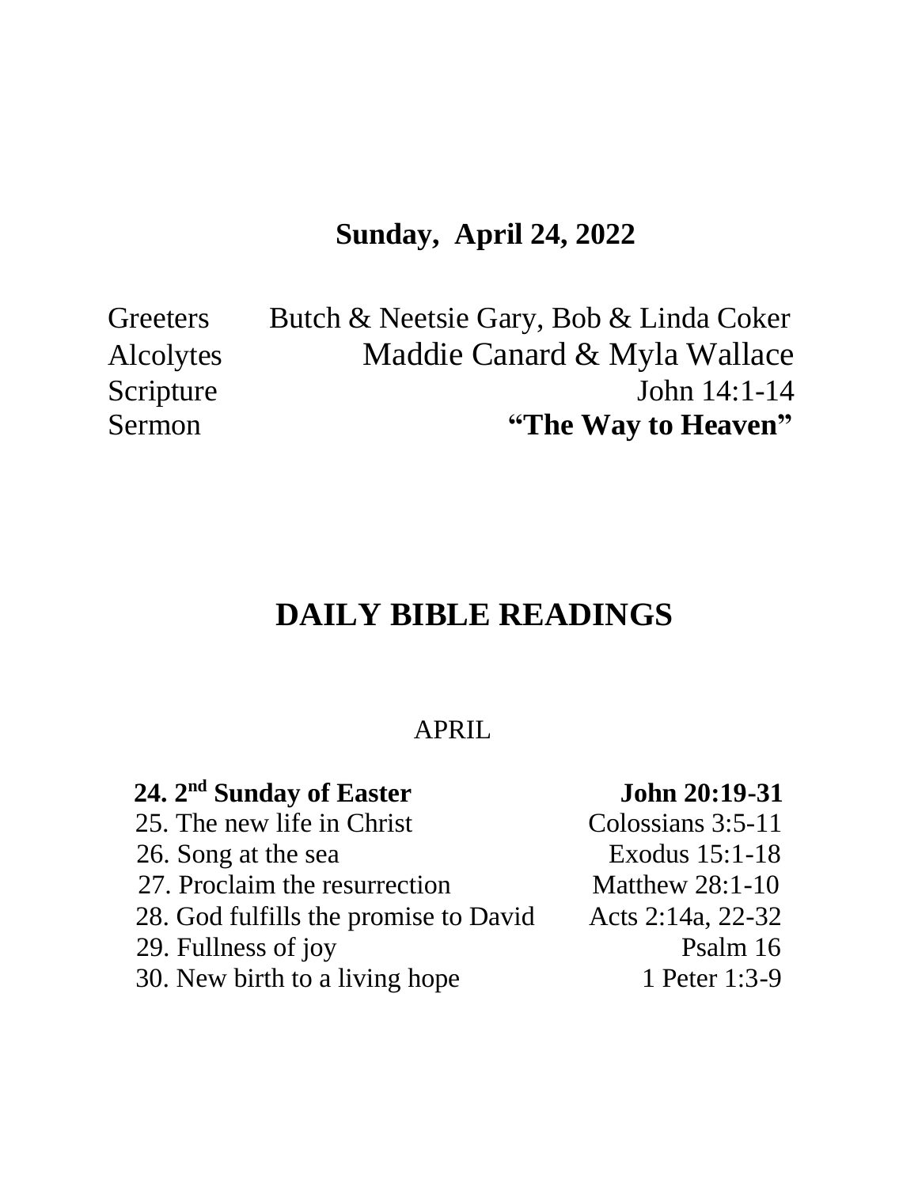## Sunday, April 24, 2022

| | |
|---|---|
| Greeters | Butch & Neetsie Gary, Bob & Linda Coker |
| Alcolytes | Maddie Canard & Myla Wallace |
| Scripture | John 14:1-14 |
| Sermon | **“The Way to Heaven”** |

# DAILY BIBLE READINGS

APRIL

| | |
|---|---|
| **24. 2nd Sunday of Easter** | **John 20:19-31** |
| 25. The new life in Christ | Colossians 3:5-11 |
| 26. Song at the sea | Exodus 15:1-18 |
| 27. Proclaim the resurrection | Matthew 28:1-10 |
| 28. God fulfills the promise to David | Acts 2:14a, 22-32 |
| 29. Fullness of joy | Psalm 16 |
| 30. New birth to a living hope | 1 Peter 1:3-9 |